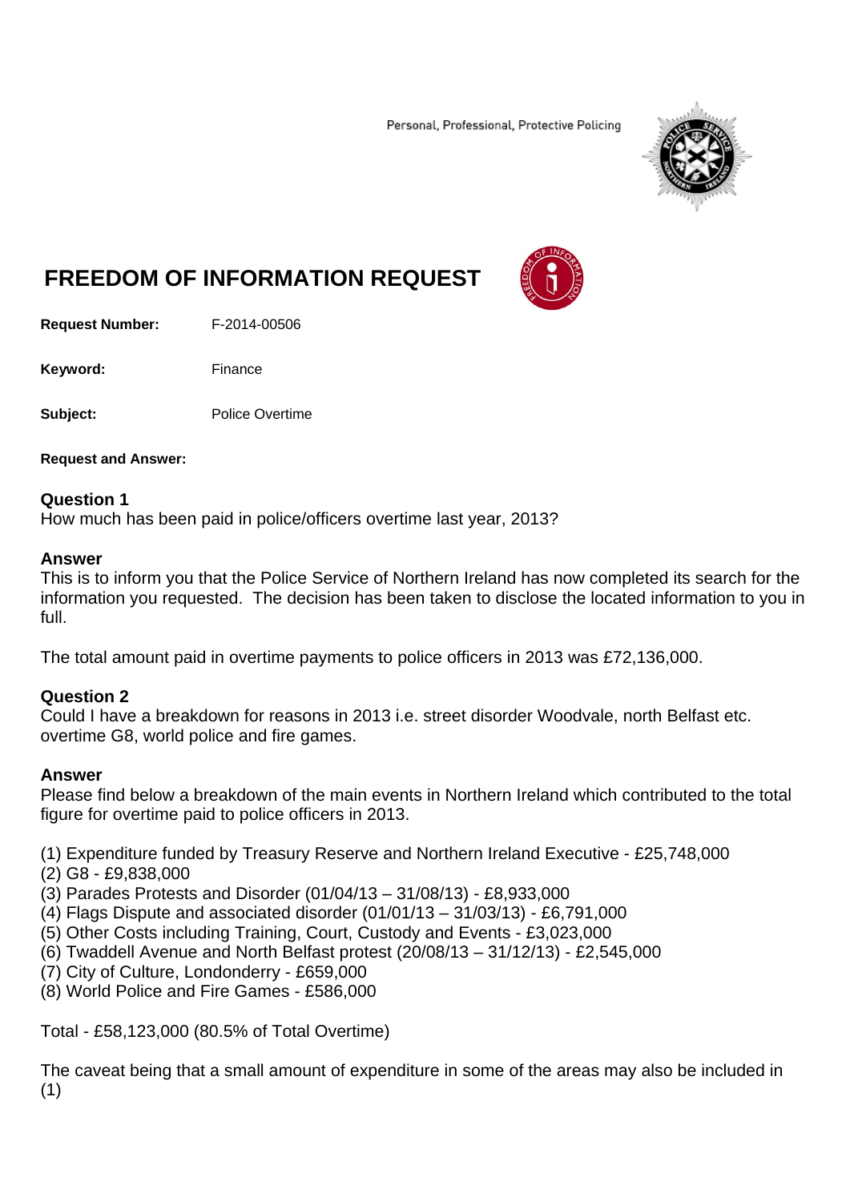Personal, Professional, Protective Policing

# FREEDOM OF INFORMATION REQUEST

**Request Number:** F-2014-00506

**Keyword:** Finance

**Subject:** Police Overtime

**Request and Answer:**

### Question 1

How much has been paid in police/officers overtime last year, 2013?

### Answer

This is to inform you that the Police Service of Northern Ireland has now completed its search for the information you requested. The decision has been taken to disclose the located information to you in full.

The total amount paid in overtime payments to police officers in 2013 was £72,136,000.

### Question 2

Could I have a breakdown for reasons in 2013 i.e. street disorder Woodvale, north Belfast etc. overtime G8, world police and fire games.

### Answer

Please find below a breakdown of the main events in Northern Ireland which contributed to the total figure for overtime paid to police officers in 2013.

(1) Expenditure funded by Treasury Reserve and Northern Ireland Executive - £25,748,000
(2) G8 - £9,838,000
(3) Parades Protests and Disorder (01/04/13 – 31/08/13) - £8,933,000
(4) Flags Dispute and associated disorder (01/01/13 – 31/03/13) - £6,791,000
(5) Other Costs including Training, Court, Custody and Events - £3,023,000
(6) Twaddell Avenue and North Belfast protest (20/08/13 – 31/12/13) - £2,545,000
(7) City of Culture, Londonderry - £659,000
(8) World Police and Fire Games - £586,000

Total - £58,123,000 (80.5% of Total Overtime)

The caveat being that a small amount of expenditure in some of the areas may also be included in (1)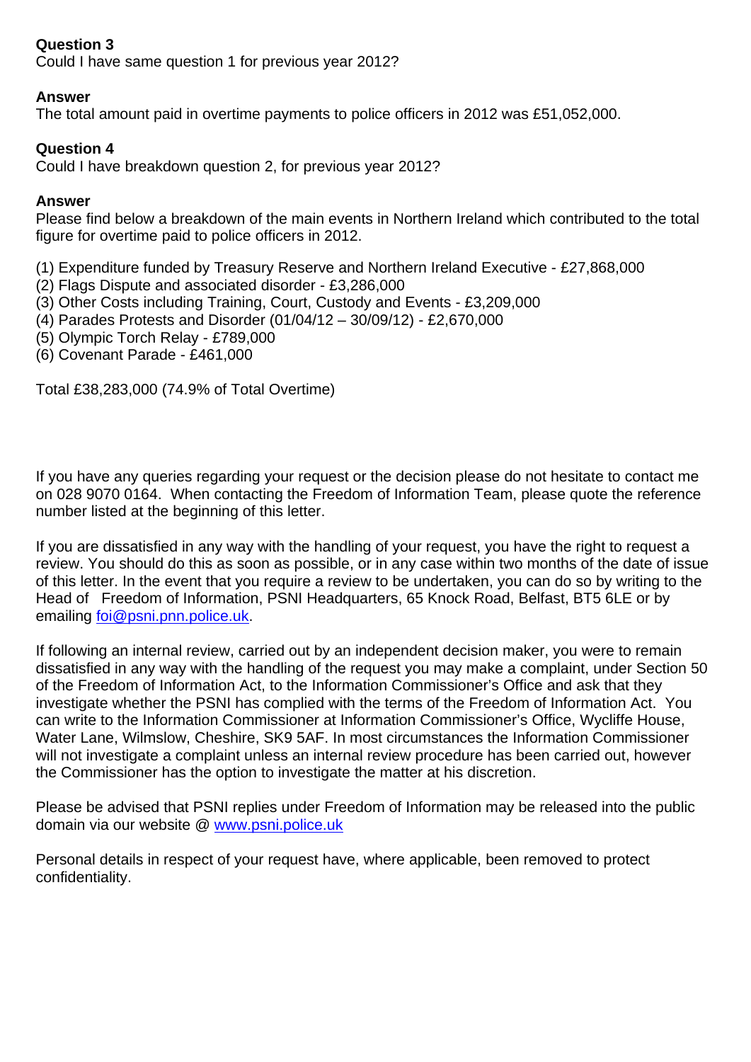**Question 3**
Could I have same question 1 for previous year 2012?

**Answer**
The total amount paid in overtime payments to police officers in 2012 was £51,052,000.

**Question 4**
Could I have breakdown question 2, for previous year 2012?

**Answer**
Please find below a breakdown of the main events in Northern Ireland which contributed to the total figure for overtime paid to police officers in 2012.

(1) Expenditure funded by Treasury Reserve and Northern Ireland Executive - £27,868,000
(2) Flags Dispute and associated disorder - £3,286,000
(3) Other Costs including Training, Court, Custody and Events - £3,209,000
(4) Parades Protests and Disorder (01/04/12 – 30/09/12) - £2,670,000
(5) Olympic Torch Relay - £789,000
(6) Covenant Parade - £461,000

Total £38,283,000 (74.9% of Total Overtime)

If you have any queries regarding your request or the decision please do not hesitate to contact me on 028 9070 0164. When contacting the Freedom of Information Team, please quote the reference number listed at the beginning of this letter.

If you are dissatisfied in any way with the handling of your request, you have the right to request a review. You should do this as soon as possible, or in any case within two months of the date of issue of this letter. In the event that you require a review to be undertaken, you can do so by writing to the Head of Freedom of Information, PSNI Headquarters, 65 Knock Road, Belfast, BT5 6LE or by emailing foi@psni.pnn.police.uk.

If following an internal review, carried out by an independent decision maker, you were to remain dissatisfied in any way with the handling of the request you may make a complaint, under Section 50 of the Freedom of Information Act, to the Information Commissioner's Office and ask that they investigate whether the PSNI has complied with the terms of the Freedom of Information Act. You can write to the Information Commissioner at Information Commissioner's Office, Wycliffe House, Water Lane, Wilmslow, Cheshire, SK9 5AF. In most circumstances the Information Commissioner will not investigate a complaint unless an internal review procedure has been carried out, however the Commissioner has the option to investigate the matter at his discretion.

Please be advised that PSNI replies under Freedom of Information may be released into the public domain via our website @ www.psni.police.uk

Personal details in respect of your request have, where applicable, been removed to protect confidentiality.